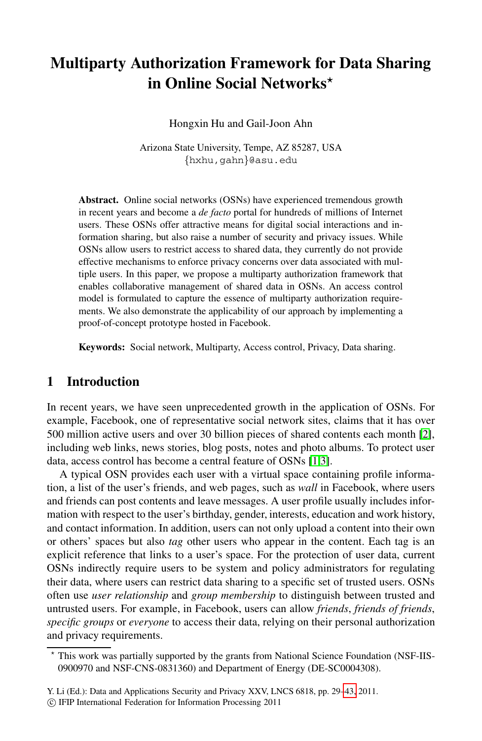# Multiparty Authorization Framework for Data Sharing in Online Social Networks*

Hongxin Hu and Gail-Joon Ahn

Arizona State University, Tempe, AZ 85287, USA
{hxhu,gahn}@asu.edu

**Abstract.** Online social networks (OSNs) have experienced tremendous growth in recent years and become a *de facto* portal for hundreds of millions of Internet users. These OSNs offer attractive means for digital social interactions and information sharing, but also raise a number of security and privacy issues. While OSNs allow users to restrict access to shared data, they currently do not provide effective mechanisms to enforce privacy concerns over data associated with multiple users. In this paper, we propose a multiparty authorization framework that enables collaborative management of shared data in OSNs. An access control model is formulated to capture the essence of multiparty authorization requirements. We also demonstrate the applicability of our approach by implementing a proof-of-concept prototype hosted in Facebook.

**Keywords:** Social network, Multiparty, Access control, Privacy, Data sharing.

## 1 Introduction

In recent years, we have seen unprecedented growth in the application of OSNs. For example, Facebook, one of representative social network sites, claims that it has over 500 million active users and over 30 billion pieces of shared contents each month [2], including web links, news stories, blog posts, notes and photo albums. To protect user data, access control has become a central feature of OSNs [1,3].

A typical OSN provides each user with a virtual space containing profile information, a list of the user's friends, and web pages, such as *wall* in Facebook, where users and friends can post contents and leave messages. A user profile usually includes information with respect to the user's birthday, gender, interests, education and work history, and contact information. In addition, users can not only upload a content into their own or others' spaces but also *tag* other users who appear in the content. Each tag is an explicit reference that links to a user's space. For the protection of user data, current OSNs indirectly require users to be system and policy administrators for regulating their data, where users can restrict data sharing to a specific set of trusted users. OSNs often use *user relationship* and *group membership* to distinguish between trusted and untrusted users. For example, in Facebook, users can allow *friends*, *friends of friends*, *specific groups* or *everyone* to access their data, relying on their personal authorization and privacy requirements.

* This work was partially supported by the grants from National Science Foundation (NSF-IIS-0900970 and NSF-CNS-0831360) and Department of Energy (DE-SC0004308).

Y. Li (Ed.): Data and Applications Security and Privacy XXV, LNCS 6818, pp. 29–43, 2011.
© IFIP International Federation for Information Processing 2011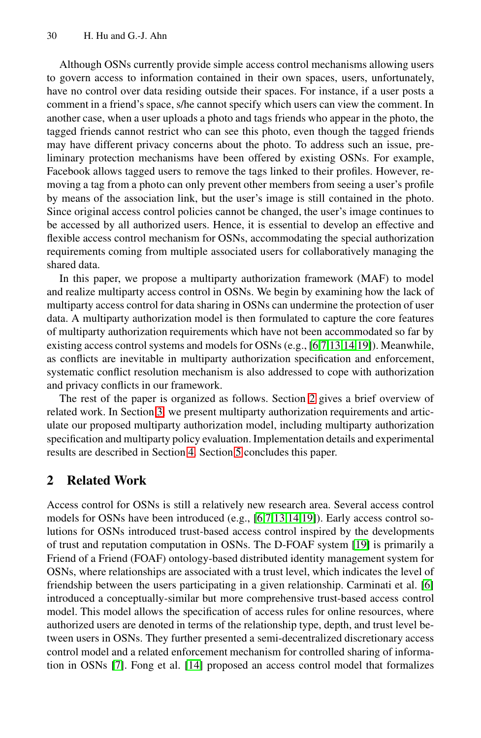Although OSNs currently provide simple access control mechanisms allowing users to govern access to information contained in their own spaces, users, unfortunately, have no control over data residing outside their spaces. For instance, if a user posts a comment in a friend's space, s/he cannot specify which users can view the comment. In another case, when a user uploads a photo and tags friends who appear in the photo, the tagged friends cannot restrict who can see this photo, even though the tagged friends may have different privacy concerns about the photo. To address such an issue, preliminary protection mechanisms have been offered by existing OSNs. For example, Facebook allows tagged users to remove the tags linked to their profiles. However, removing a tag from a photo can only prevent other members from seeing a user's profile by means of the association link, but the user's image is still contained in the photo. Since original access control policies cannot be changed, the user's image continues to be accessed by all authorized users. Hence, it is essential to develop an effective and flexible access control mechanism for OSNs, accommodating the special authorization requirements coming from multiple associated users for collaboratively managing the shared data.

In this paper, we propose a multiparty authorization framework (MAF) to model and realize multiparty access control in OSNs. We begin by examining how the lack of multiparty access control for data sharing in OSNs can undermine the protection of user data. A multiparty authorization model is then formulated to capture the core features of multiparty authorization requirements which have not been accommodated so far by existing access control systems and models for OSNs (e.g., [6,7,13,14,19]). Meanwhile, as conflicts are inevitable in multiparty authorization specification and enforcement, systematic conflict resolution mechanism is also addressed to cope with authorization and privacy conflicts in our framework.

The rest of the paper is organized as follows. Section 2 gives a brief overview of related work. In Section 3, we present multiparty authorization requirements and articulate our proposed multiparty authorization model, including multiparty authorization specification and multiparty policy evaluation. Implementation details and experimental results are described in Section 4. Section 5 concludes this paper.

## 2 Related Work

Access control for OSNs is still a relatively new research area. Several access control models for OSNs have been introduced (e.g., [6,7,13,14,19]). Early access control solutions for OSNs introduced trust-based access control inspired by the developments of trust and reputation computation in OSNs. The D-FOAF system [19] is primarily a Friend of a Friend (FOAF) ontology-based distributed identity management system for OSNs, where relationships are associated with a trust level, which indicates the level of friendship between the users participating in a given relationship. Carminati et al. [6] introduced a conceptually-similar but more comprehensive trust-based access control model. This model allows the specification of access rules for online resources, where authorized users are denoted in terms of the relationship type, depth, and trust level between users in OSNs. They further presented a semi-decentralized discretionary access control model and a related enforcement mechanism for controlled sharing of information in OSNs [7]. Fong et al. [14] proposed an access control model that formalizes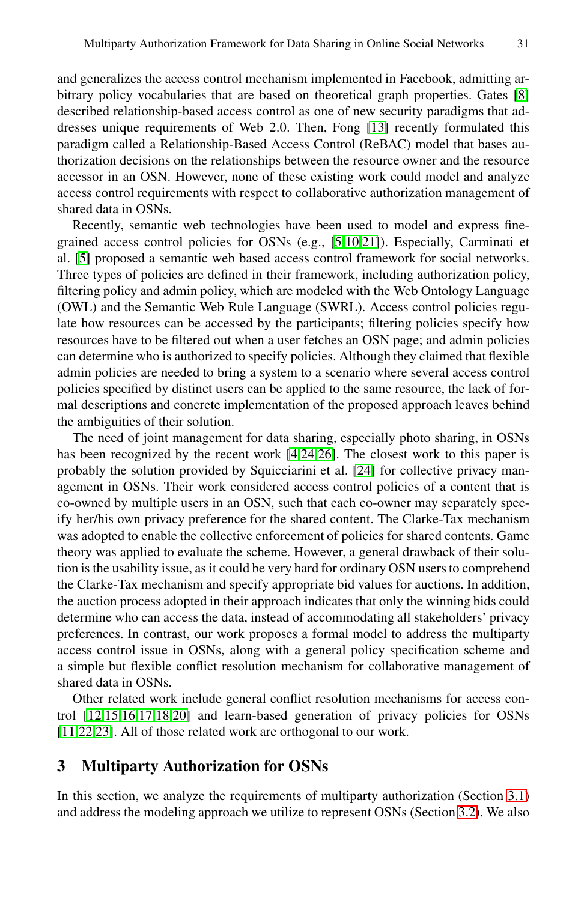and generalizes the access control mechanism implemented in Facebook, admitting arbitrary policy vocabularies that are based on theoretical graph properties. Gates [8] described relationship-based access control as one of new security paradigms that addresses unique requirements of Web 2.0. Then, Fong [13] recently formulated this paradigm called a Relationship-Based Access Control (ReBAC) model that bases authorization decisions on the relationships between the resource owner and the resource accessor in an OSN. However, none of these existing work could model and analyze access control requirements with respect to collaborative authorization management of shared data in OSNs.

Recently, semantic web technologies have been used to model and express fine-grained access control policies for OSNs (e.g., [5,10,21]). Especially, Carminati et al. [5] proposed a semantic web based access control framework for social networks. Three types of policies are defined in their framework, including authorization policy, filtering policy and admin policy, which are modeled with the Web Ontology Language (OWL) and the Semantic Web Rule Language (SWRL). Access control policies regulate how resources can be accessed by the participants; filtering policies specify how resources have to be filtered out when a user fetches an OSN page; and admin policies can determine who is authorized to specify policies. Although they claimed that flexible admin policies are needed to bring a system to a scenario where several access control policies specified by distinct users can be applied to the same resource, the lack of formal descriptions and concrete implementation of the proposed approach leaves behind the ambiguities of their solution.

The need of joint management for data sharing, especially photo sharing, in OSNs has been recognized by the recent work [4,24,26]. The closest work to this paper is probably the solution provided by Squicciarini et al. [24] for collective privacy management in OSNs. Their work considered access control policies of a content that is co-owned by multiple users in an OSN, such that each co-owner may separately specify her/his own privacy preference for the shared content. The Clarke-Tax mechanism was adopted to enable the collective enforcement of policies for shared contents. Game theory was applied to evaluate the scheme. However, a general drawback of their solution is the usability issue, as it could be very hard for ordinary OSN users to comprehend the Clarke-Tax mechanism and specify appropriate bid values for auctions. In addition, the auction process adopted in their approach indicates that only the winning bids could determine who can access the data, instead of accommodating all stakeholders' privacy preferences. In contrast, our work proposes a formal model to address the multiparty access control issue in OSNs, along with a general policy specification scheme and a simple but flexible conflict resolution mechanism for collaborative management of shared data in OSNs.

Other related work include general conflict resolution mechanisms for access control [12,15,16,17,18,20] and learn-based generation of privacy policies for OSNs [11,22,23]. All of those related work are orthogonal to our work.

## 3 Multiparty Authorization for OSNs

In this section, we analyze the requirements of multiparty authorization (Section 3.1) and address the modeling approach we utilize to represent OSNs (Section 3.2). We also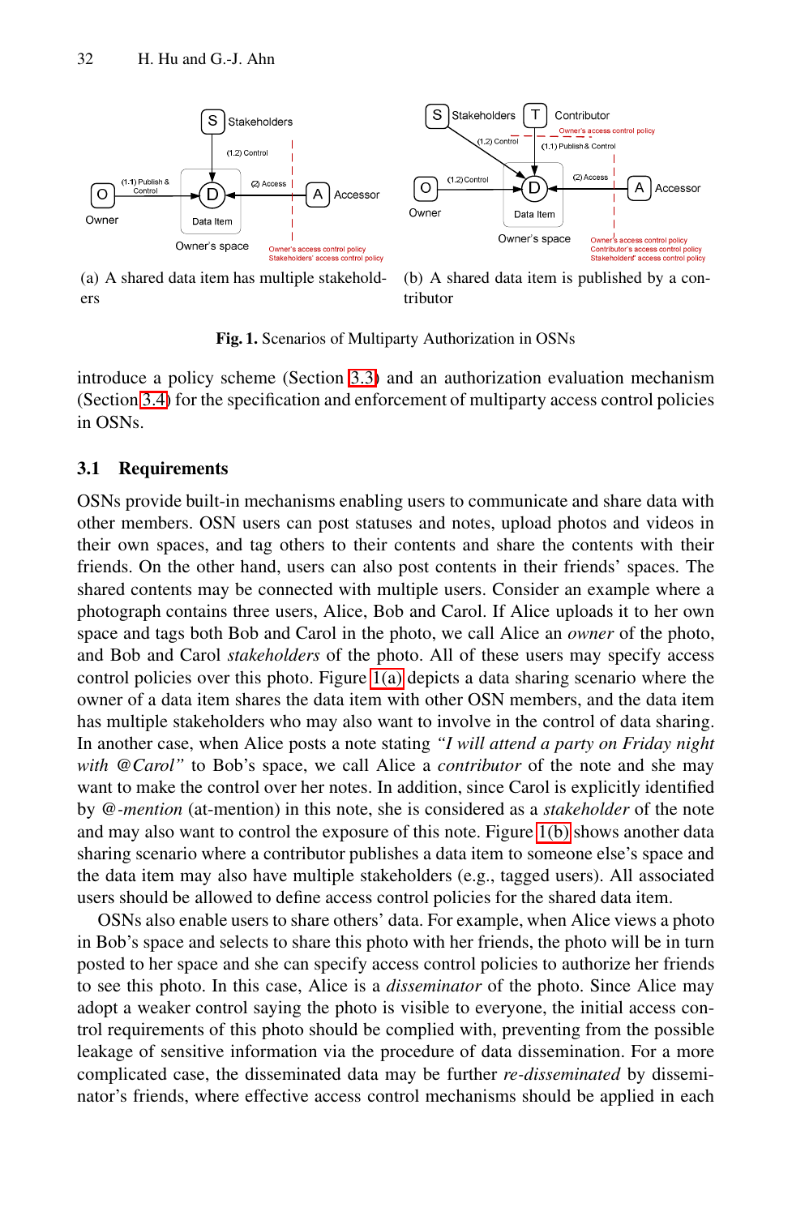S Stakeholders

(1.2) Control

(1.1) Publish & Control

(2) Access

O Owner

D Data Item

A Accessor

Owner's space

Owner's access control policy
Stakeholders' access control policy

(a) A shared data item has multiple stakeholders

S Stakeholders

T Contributor

Owner's access control policy

(1.2) Control

(1.1) Publish & Control

(1.2) Control

(2) Access

O Owner

D Data Item

A Accessor

Owner's space

Owner's access control policy
Contributor's access control policy
Stakeholders' access control policy

(b) A shared data item is published by a contributor

**Fig. 1.** Scenarios of Multiparty Authorization in OSNs

introduce a policy scheme (Section 3.3) and an authorization evaluation mechanism (Section 3.4) for the specification and enforcement of multiparty access control policies in OSNs.

### 3.1 Requirements

OSNs provide built-in mechanisms enabling users to communicate and share data with other members. OSN users can post statuses and notes, upload photos and videos in their own spaces, and tag others to their contents and share the contents with their friends. On the other hand, users can also post contents in their friends' spaces. The shared contents may be connected with multiple users. Consider an example where a photograph contains three users, Alice, Bob and Carol. If Alice uploads it to her own space and tags both Bob and Carol in the photo, we call Alice an *owner* of the photo, and Bob and Carol *stakeholders* of the photo. All of these users may specify access control policies over this photo. Figure 1(a) depicts a data sharing scenario where the owner of a data item shares the data item with other OSN members, and the data item has multiple stakeholders who may also want to involve in the control of data sharing. In another case, when Alice posts a note stating *"I will attend a party on Friday night with @Carol"* to Bob's space, we call Alice a *contributor* of the note and she may want to make the control over her notes. In addition, since Carol is explicitly identified by *@-mention* (at-mention) in this note, she is considered as a *stakeholder* of the note and may also want to control the exposure of this note. Figure 1(b) shows another data sharing scenario where a contributor publishes a data item to someone else's space and the data item may also have multiple stakeholders (e.g., tagged users). All associated users should be allowed to define access control policies for the shared data item.

OSNs also enable users to share others' data. For example, when Alice views a photo in Bob's space and selects to share this photo with her friends, the photo will be in turn posted to her space and she can specify access control policies to authorize her friends to see this photo. In this case, Alice is a *disseminator* of the photo. Since Alice may adopt a weaker control saying the photo is visible to everyone, the initial access control requirements of this photo should be complied with, preventing from the possible leakage of sensitive information via the procedure of data dissemination. For a more complicated case, the disseminated data may be further *re-disseminated* by disseminator's friends, where effective access control mechanisms should be applied in each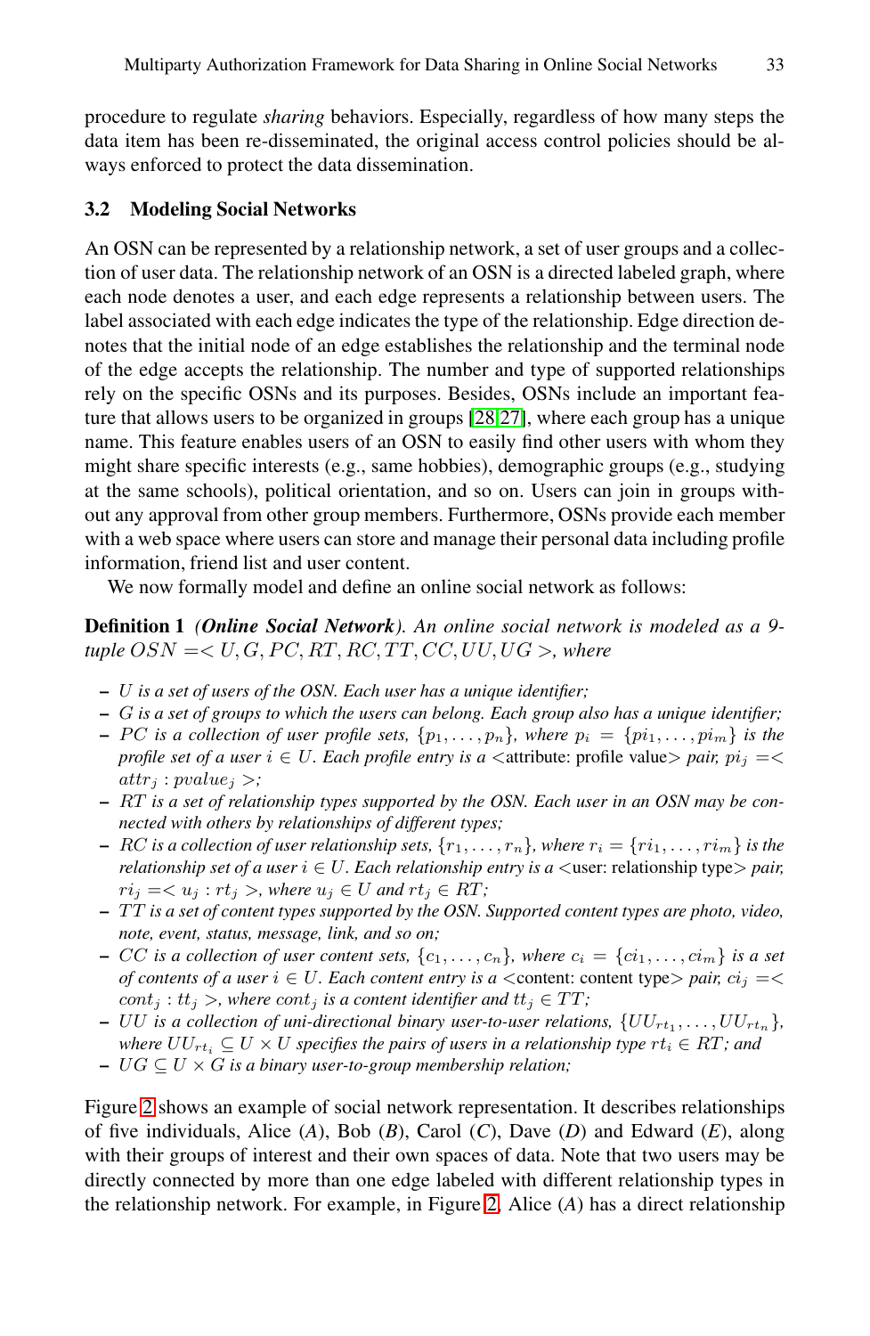procedure to regulate *sharing* behaviors. Especially, regardless of how many steps the data item has been re-disseminated, the original access control policies should be always enforced to protect the data dissemination.

### 3.2 Modeling Social Networks

An OSN can be represented by a relationship network, a set of user groups and a collection of user data. The relationship network of an OSN is a directed labeled graph, where each node denotes a user, and each edge represents a relationship between users. The label associated with each edge indicates the type of the relationship. Edge direction denotes that the initial node of an edge establishes the relationship and the terminal node of the edge accepts the relationship. The number and type of supported relationships rely on the specific OSNs and its purposes. Besides, OSNs include an important feature that allows users to be organized in groups [28,27], where each group has a unique name. This feature enables users of an OSN to easily find other users with whom they might share specific interests (e.g., same hobbies), demographic groups (e.g., studying at the same schools), political orientation, and so on. Users can join in groups without any approval from other group members. Furthermore, OSNs provide each member with a web space where users can store and manage their personal data including profile information, friend list and user content.

We now formally model and define an online social network as follows:

**Definition 1** *(**Online Social Network**). An online social network is modeled as a 9-tuple $OSN =< U, G, PC, RT, RC, TT, CC, UU, UG >$, where*

- *$U$ is a set of users of the OSN. Each user has a unique identifier;*
- *$G$ is a set of groups to which the users can belong. Each group also has a unique identifier;*
- *$PC$ is a collection of user profile sets, $\{p_1, \ldots, p_n\}$, where $p_i = \{pi_1, \ldots, pi_m\}$ is the profile set of a user $i \in U$. Each profile entry is a <attribute: profile value> pair, $pi_j =< attr_j : pvalue_j >$;*
- *$RT$ is a set of relationship types supported by the OSN. Each user in an OSN may be connected with others by relationships of different types;*
- *$RC$ is a collection of user relationship sets, $\{r_1, \ldots, r_n\}$, where $r_i = \{ri_1, \ldots, ri_m\}$ is the relationship set of a user $i \in U$. Each relationship entry is a <user: relationship type> pair, $ri_j =< u_j : rt_j >$, where $u_j \in U$ and $rt_j \in RT$;*
- *$TT$ is a set of content types supported by the OSN. Supported content types are photo, video, note, event, status, message, link, and so on;*
- *$CC$ is a collection of user content sets, $\{c_1, \ldots, c_n\}$, where $c_i = \{ci_1, \ldots, ci_m\}$ is a set of contents of a user $i \in U$. Each content entry is a <content: content type> pair, $ci_j =< cont_j : tt_j >$, where $cont_j$ is a content identifier and $tt_j \in TT$;*
- *$UU$ is a collection of uni-directional binary user-to-user relations, $\{UU_{rt_1}, \ldots, UU_{rt_n}\}$, where $UU_{rt_i} \subseteq U \times U$ specifies the pairs of users in a relationship type $rt_i \in RT$; and*
- *$UG \subseteq U \times G$ is a binary user-to-group membership relation;*

Figure 2 shows an example of social network representation. It describes relationships of five individuals, Alice ($A$), Bob ($B$), Carol ($C$), Dave ($D$) and Edward ($E$), along with their groups of interest and their own spaces of data. Note that two users may be directly connected by more than one edge labeled with different relationship types in the relationship network. For example, in Figure 2, Alice ($A$) has a direct relationship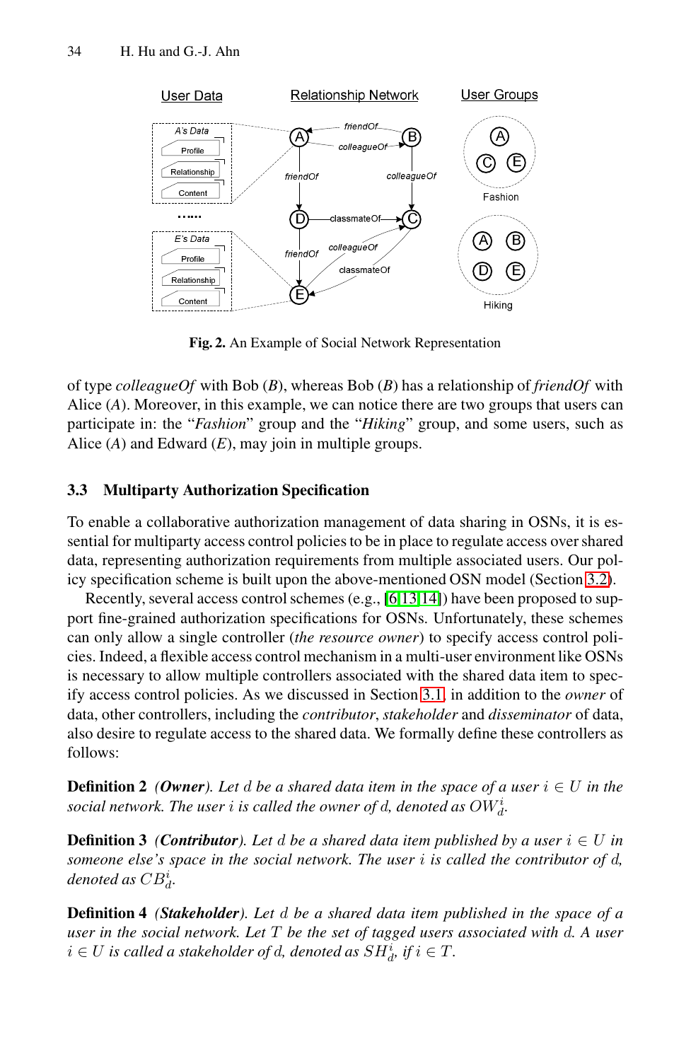**Fig. 2.** An Example of Social Network Representation

of type *colleagueOf* with Bob (*B*), whereas Bob (*B*) has a relationship of *friendOf* with Alice (*A*). Moreover, in this example, we can notice there are two groups that users can participate in: the "*Fashion*" group and the "*Hiking*" group, and some users, such as Alice (*A*) and Edward (*E*), may join in multiple groups.

### 3.3 Multiparty Authorization Specification

To enable a collaborative authorization management of data sharing in OSNs, it is essential for multiparty access control policies to be in place to regulate access over shared data, representing authorization requirements from multiple associated users. Our policy specification scheme is built upon the above-mentioned OSN model (Section 3.2).

Recently, several access control schemes (e.g., [6,13,14]) have been proposed to support fine-grained authorization specifications for OSNs. Unfortunately, these schemes can only allow a single controller (*the resource owner*) to specify access control policies. Indeed, a flexible access control mechanism in a multi-user environment like OSNs is necessary to allow multiple controllers associated with the shared data item to specify access control policies. As we discussed in Section 3.1, in addition to the *owner* of data, other controllers, including the *contributor*, *stakeholder* and *disseminator* of data, also desire to regulate access to the shared data. We formally define these controllers as follows:

**Definition 2** *(**Owner**). Let $d$ be a shared data item in the space of a user $i \in U$ in the social network. The user $i$ is called the owner of $d$, denoted as $OW_d^i$.*

**Definition 3** *(**Contributor**). Let $d$ be a shared data item published by a user $i \in U$ in someone else's space in the social network. The user $i$ is called the contributor of $d$, denoted as $CB_d^i$.*

**Definition 4** *(**Stakeholder**). Let $d$ be a shared data item published in the space of a user in the social network. Let $T$ be the set of tagged users associated with $d$. A user $i \in U$ is called a stakeholder of $d$, denoted as $SH_d^i$, if $i \in T$.*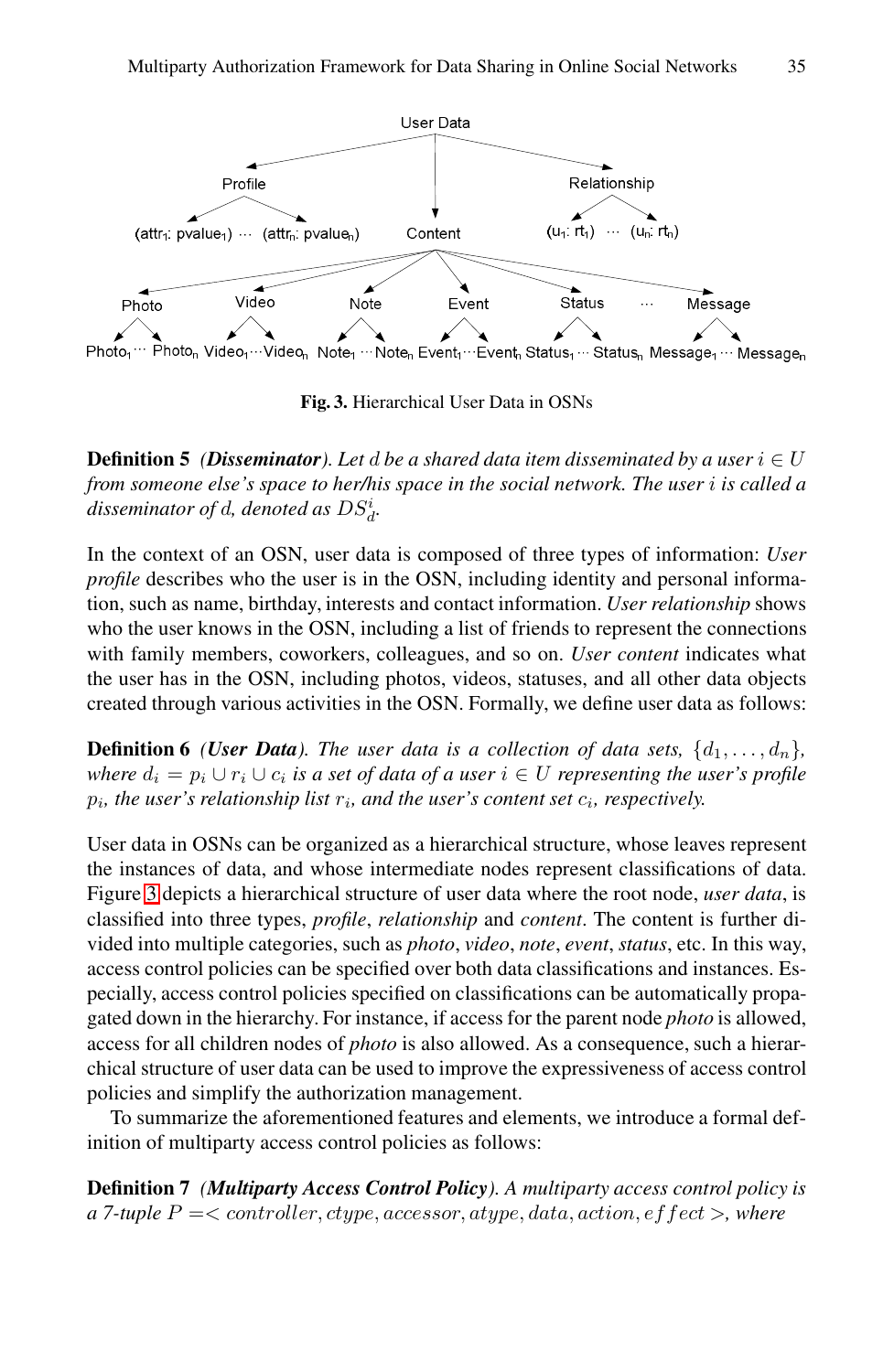Fig. 3. Hierarchical User Data in OSNs

**Definition 5** ***(Disseminator)***. *Let $d$ be a shared data item disseminated by a user $i \in U$ from someone else's space to her/his space in the social network. The user $i$ is called a disseminator of $d$, denoted as $DS_d^i$.*

In the context of an OSN, user data is composed of three types of information: *User profile* describes who the user is in the OSN, including identity and personal information, such as name, birthday, interests and contact information. *User relationship* shows who the user knows in the OSN, including a list of friends to represent the connections with family members, coworkers, colleagues, and so on. *User content* indicates what the user has in the OSN, including photos, videos, statuses, and all other data objects created through various activities in the OSN. Formally, we define user data as follows:

**Definition 6** ***(User Data)***. *The user data is a collection of data sets, $\{d_1, \ldots, d_n\}$, where $d_i = p_i \cup r_i \cup c_i$ is a set of data of a user $i \in U$ representing the user's profile $p_i$, the user's relationship list $r_i$, and the user's content set $c_i$, respectively.*

User data in OSNs can be organized as a hierarchical structure, whose leaves represent the instances of data, and whose intermediate nodes represent classifications of data. Figure 3 depicts a hierarchical structure of user data where the root node, *user data*, is classified into three types, *profile*, *relationship* and *content*. The content is further divided into multiple categories, such as *photo*, *video*, *note*, *event*, *status*, etc. In this way, access control policies can be specified over both data classifications and instances. Especially, access control policies specified on classifications can be automatically propagated down in the hierarchy. For instance, if access for the parent node *photo* is allowed, access for all children nodes of *photo* is also allowed. As a consequence, such a hierarchical structure of user data can be used to improve the expressiveness of access control policies and simplify the authorization management.

To summarize the aforementioned features and elements, we introduce a formal definition of multiparty access control policies as follows:

**Definition 7** ***(Multiparty Access Control Policy)***. *A multiparty access control policy is a 7-tuple $P =< controller, ctype, accessor, atype, data, action, effect >$, where*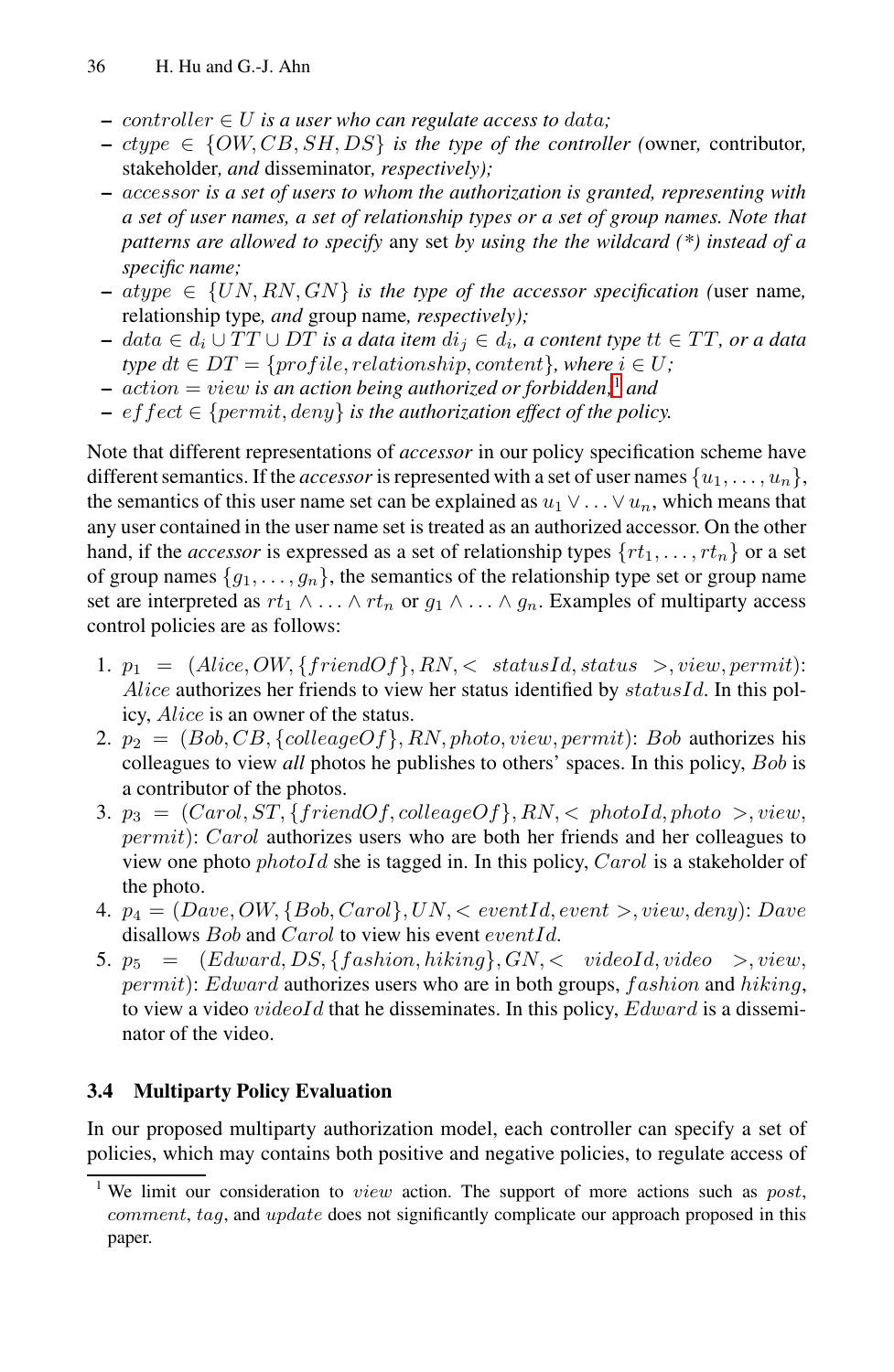- *controller* $\in U$ *is a user who can regulate access to data;*
- *ctype* $\in \{OW, CB, SH, DS\}$ *is the type of the controller (*owner*,* contributor*,* stakeholder*, and* disseminator*, respectively);*
- *accessor is a set of users to whom the authorization is granted, representing with a set of user names, a set of relationship types or a set of group names. Note that patterns are allowed to specify* any set *by using the the wildcard (*) instead of a specific name;*
- *atype* $\in \{UN, RN, GN\}$ *is the type of the accessor specification (*user name*,* relationship type*, and* group name*, respectively);*
- *data* $\in d_i \cup TT \cup DT$ *is a data item* $di_j \in d_i$*, a content type* $tt \in TT$*, or a data type* $dt \in DT = \{profile, relationship, content\}$*, where* $i \in U$*;*
- *action* $= view$ *is an action being authorized or forbidden,*[1] *and*
- *effect* $\in \{permit, deny\}$ *is the authorization effect of the policy.*

Note that different representations of *accessor* in our policy specification scheme have different semantics. If the *accessor* is represented with a set of user names $\{u_1, \ldots, u_n\}$, the semantics of this user name set can be explained as $u_1 \vee \ldots \vee u_n$, which means that any user contained in the user name set is treated as an authorized accessor. On the other hand, if the *accessor* is expressed as a set of relationship types $\{rt_1, \ldots, rt_n\}$ or a set of group names $\{g_1, \ldots, g_n\}$, the semantics of the relationship type set or group name set are interpreted as $rt_1 \wedge \ldots \wedge rt_n$ or $g_1 \wedge \ldots \wedge g_n$. Examples of multiparty access control policies are as follows:

1. $p_1 = (Alice, OW, \{friendOf\}, RN, < statusId, status >, view, permit)$: $Alice$ authorizes her friends to view her status identified by $statusId$. In this policy, $Alice$ is an owner of the status.
2. $p_2 = (Bob, CB, \{colleageOf\}, RN, photo, view, permit)$: $Bob$ authorizes his colleagues to view *all* photos he publishes to others' spaces. In this policy, $Bob$ is a contributor of the photos.
3. $p_3 = (Carol, ST, \{friendOf, colleageOf\}, RN, < photoId, photo >, view, permit)$: $Carol$ authorizes users who are both her friends and her colleagues to view one photo $photoId$ she is tagged in. In this policy, $Carol$ is a stakeholder of the photo.
4. $p_4 = (Dave, OW, \{Bob, Carol\}, UN, < eventId, event >, view, deny)$: $Dave$ disallows $Bob$ and $Carol$ to view his event $eventId$.
5. $p_5 = (Edward, DS, \{fashion, hiking\}, GN, < videoId, video >, view, permit)$: $Edward$ authorizes users who are in both groups, $fashion$ and $hiking$, to view a video $videoId$ that he disseminates. In this policy, $Edward$ is a disseminator of the video.

### 3.4 Multiparty Policy Evaluation

In our proposed multiparty authorization model, each controller can specify a set of policies, which may contains both positive and negative policies, to regulate access of

[1] We limit our consideration to $view$ action. The support of more actions such as $post$, $comment$, $tag$, and $update$ does not significantly complicate our approach proposed in this paper.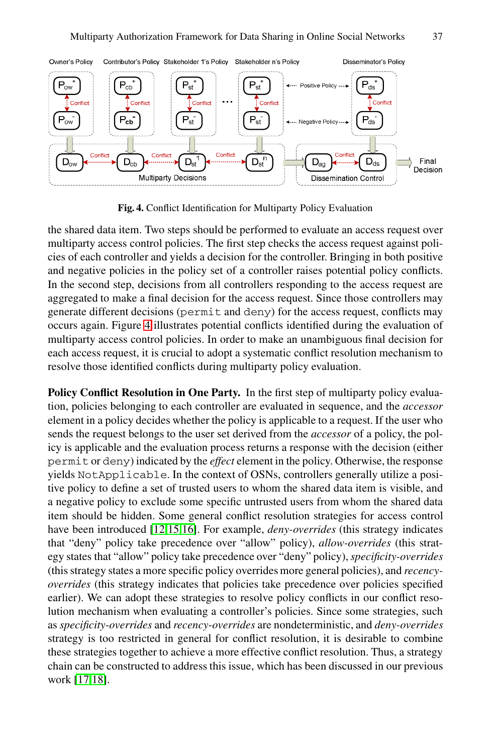Owner's Policy

Contributor's Policy

Stakeholder 1's Policy

Stakeholder n's Policy

Disseminator's Policy

$P_{ow}^{+}$ Conflict $P_{ow}^{-}$

$P_{cb}^{+}$ Conflict $P_{cb}^{-}$

$P_{st}^{+}$ Conflict $P_{st}^{-}$

...

$P_{st}^{+}$ Conflict $P_{st}^{-}$

Positive Policy

Negative Policy

$P_{ds}^{+}$ Conflict $P_{ds}^{-}$

$D_{ow}$ Conflict $D_{cb}$ Conflict $D_{st}^{1}$ Conflict $D_{st}^{n}$

Multiparty Decisions

$D_{ag}$ Conflict $D_{ds}$

Dissemination Control

Final Decision

**Fig. 4.** Conflict Identification for Multiparty Policy Evaluation

the shared data item. Two steps should be performed to evaluate an access request over multiparty access control policies. The first step checks the access request against policies of each controller and yields a decision for the controller. Bringing in both positive and negative policies in the policy set of a controller raises potential policy conflicts. In the second step, decisions from all controllers responding to the access request are aggregated to make a final decision for the access request. Since those controllers may generate different decisions (`permit` and `deny`) for the access request, conflicts may occurs again. Figure 4 illustrates potential conflicts identified during the evaluation of multiparty access control policies. In order to make an unambiguous final decision for each access request, it is crucial to adopt a systematic conflict resolution mechanism to resolve those identified conflicts during multiparty policy evaluation.

**Policy Conflict Resolution in One Party.** In the first step of multiparty policy evaluation, policies belonging to each controller are evaluated in sequence, and the *accessor* element in a policy decides whether the policy is applicable to a request. If the user who sends the request belongs to the user set derived from the *accessor* of a policy, the policy is applicable and the evaluation process returns a response with the decision (either `permit` or `deny`) indicated by the *effect* element in the policy. Otherwise, the response yields `NotApplicable`. In the context of OSNs, controllers generally utilize a positive policy to define a set of trusted users to whom the shared data item is visible, and a negative policy to exclude some specific untrusted users from whom the shared data item should be hidden. Some general conflict resolution strategies for access control have been introduced [12,15,16]. For example, *deny-overrides* (this strategy indicates that "deny" policy take precedence over "allow" policy), *allow-overrides* (this strategy states that "allow" policy take precedence over "deny" policy), *specificity-overrides* (this strategy states a more specific policy overrides more general policies), and *recency-overrides* (this strategy indicates that policies take precedence over policies specified earlier). We can adopt these strategies to resolve policy conflicts in our conflict resolution mechanism when evaluating a controller's policies. Since some strategies, such as *specificity-overrides* and *recency-overrides* are nondeterministic, and *deny-overrides* strategy is too restricted in general for conflict resolution, it is desirable to combine these strategies together to achieve a more effective conflict resolution. Thus, a strategy chain can be constructed to address this issue, which has been discussed in our previous work [17,18].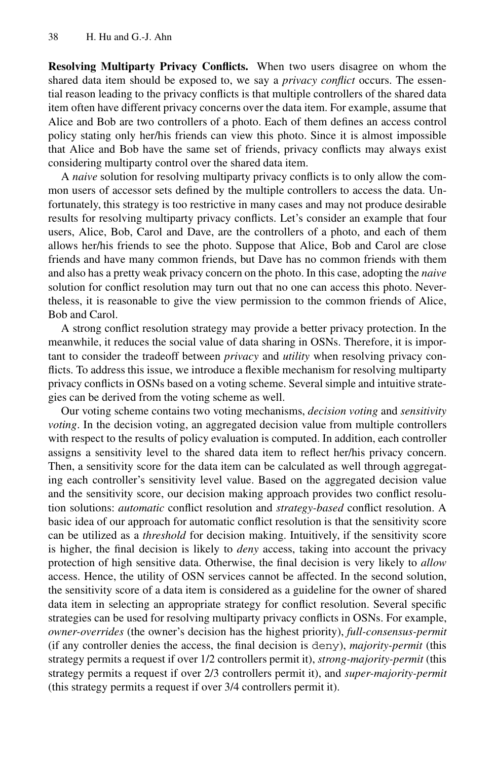**Resolving Multiparty Privacy Conflicts.** When two users disagree on whom the shared data item should be exposed to, we say a *privacy conflict* occurs. The essential reason leading to the privacy conflicts is that multiple controllers of the shared data item often have different privacy concerns over the data item. For example, assume that Alice and Bob are two controllers of a photo. Each of them defines an access control policy stating only her/his friends can view this photo. Since it is almost impossible that Alice and Bob have the same set of friends, privacy conflicts may always exist considering multiparty control over the shared data item.

A *naive* solution for resolving multiparty privacy conflicts is to only allow the common users of accessor sets defined by the multiple controllers to access the data. Unfortunately, this strategy is too restrictive in many cases and may not produce desirable results for resolving multiparty privacy conflicts. Let's consider an example that four users, Alice, Bob, Carol and Dave, are the controllers of a photo, and each of them allows her/his friends to see the photo. Suppose that Alice, Bob and Carol are close friends and have many common friends, but Dave has no common friends with them and also has a pretty weak privacy concern on the photo. In this case, adopting the *naive* solution for conflict resolution may turn out that no one can access this photo. Nevertheless, it is reasonable to give the view permission to the common friends of Alice, Bob and Carol.

A strong conflict resolution strategy may provide a better privacy protection. In the meanwhile, it reduces the social value of data sharing in OSNs. Therefore, it is important to consider the tradeoff between *privacy* and *utility* when resolving privacy conflicts. To address this issue, we introduce a flexible mechanism for resolving multiparty privacy conflicts in OSNs based on a voting scheme. Several simple and intuitive strategies can be derived from the voting scheme as well.

Our voting scheme contains two voting mechanisms, *decision voting* and *sensitivity voting*. In the decision voting, an aggregated decision value from multiple controllers with respect to the results of policy evaluation is computed. In addition, each controller assigns a sensitivity level to the shared data item to reflect her/his privacy concern. Then, a sensitivity score for the data item can be calculated as well through aggregating each controller's sensitivity level value. Based on the aggregated decision value and the sensitivity score, our decision making approach provides two conflict resolution solutions: *automatic* conflict resolution and *strategy-based* conflict resolution. A basic idea of our approach for automatic conflict resolution is that the sensitivity score can be utilized as a *threshold* for decision making. Intuitively, if the sensitivity score is higher, the final decision is likely to *deny* access, taking into account the privacy protection of high sensitive data. Otherwise, the final decision is very likely to *allow* access. Hence, the utility of OSN services cannot be affected. In the second solution, the sensitivity score of a data item is considered as a guideline for the owner of shared data item in selecting an appropriate strategy for conflict resolution. Several specific strategies can be used for resolving multiparty privacy conflicts in OSNs. For example, *owner-overrides* (the owner's decision has the highest priority), *full-consensus-permit* (if any controller denies the access, the final decision is `deny`), *majority-permit* (this strategy permits a request if over 1/2 controllers permit it), *strong-majority-permit* (this strategy permits a request if over 2/3 controllers permit it), and *super-majority-permit* (this strategy permits a request if over 3/4 controllers permit it).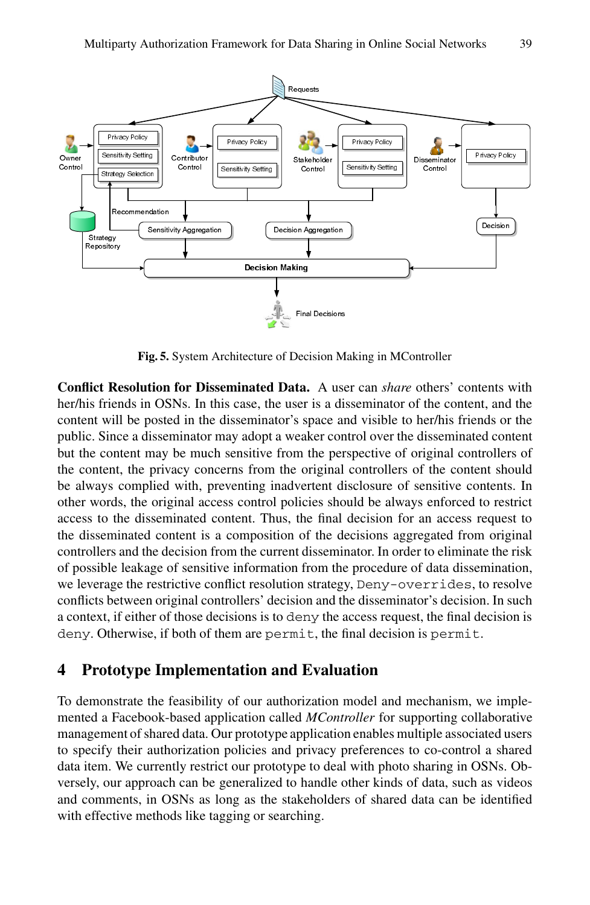Requests

Privacy Policy
Sensitivity Setting
Strategy Selection

Owner Control

Privacy Policy
Sensitivity Setting

Contributor Control

Privacy Policy
Sensitivity Setting

Stakeholder Control

Privacy Policy

Disseminator Control

Recommendation

Strategy Repository

Sensitivity Aggregation

Decision Aggregation

Decision

Decision Making

Final Decisions

**Fig. 5.** System Architecture of Decision Making in MController

**Conflict Resolution for Disseminated Data.** A user can *share* others' contents with her/his friends in OSNs. In this case, the user is a disseminator of the content, and the content will be posted in the disseminator's space and visible to her/his friends or the public. Since a disseminator may adopt a weaker control over the disseminated content but the content may be much sensitive from the perspective of original controllers of the content, the privacy concerns from the original controllers of the content should be always complied with, preventing inadvertent disclosure of sensitive contents. In other words, the original access control policies should be always enforced to restrict access to the disseminated content. Thus, the final decision for an access request to the disseminated content is a composition of the decisions aggregated from original controllers and the decision from the current disseminator. In order to eliminate the risk of possible leakage of sensitive information from the procedure of data dissemination, we leverage the restrictive conflict resolution strategy, `Deny-overrides`, to resolve conflicts between original controllers' decision and the disseminator's decision. In such a context, if either of those decisions is to `deny` the access request, the final decision is `deny`. Otherwise, if both of them are `permit`, the final decision is `permit`.

## 4 Prototype Implementation and Evaluation

To demonstrate the feasibility of our authorization model and mechanism, we implemented a Facebook-based application called *MController* for supporting collaborative management of shared data. Our prototype application enables multiple associated users to specify their authorization policies and privacy preferences to co-control a shared data item. We currently restrict our prototype to deal with photo sharing in OSNs. Obversely, our approach can be generalized to handle other kinds of data, such as videos and comments, in OSNs as long as the stakeholders of shared data can be identified with effective methods like tagging or searching.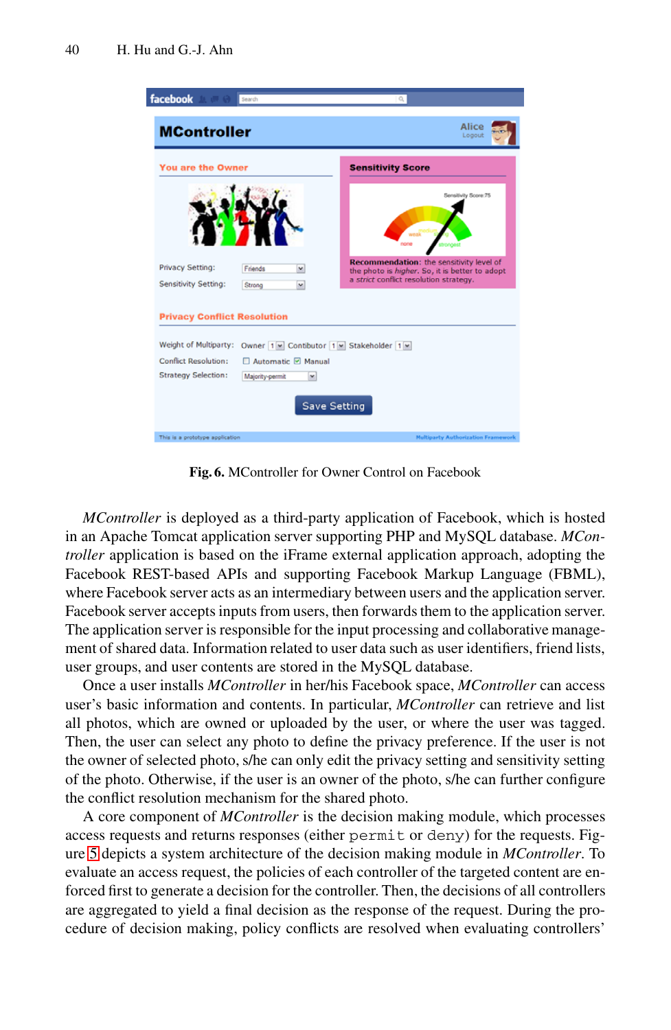Fig. 6. MController for Owner Control on Facebook

*MController* is deployed as a third-party application of Facebook, which is hosted in an Apache Tomcat application server supporting PHP and MySQL database. *MController* application is based on the iFrame external application approach, adopting the Facebook REST-based APIs and supporting Facebook Markup Language (FBML), where Facebook server acts as an intermediary between users and the application server. Facebook server accepts inputs from users, then forwards them to the application server. The application server is responsible for the input processing and collaborative management of shared data. Information related to user data such as user identifiers, friend lists, user groups, and user contents are stored in the MySQL database.

Once a user installs *MController* in her/his Facebook space, *MController* can access user's basic information and contents. In particular, *MController* can retrieve and list all photos, which are owned or uploaded by the user, or where the user was tagged. Then, the user can select any photo to define the privacy preference. If the user is not the owner of selected photo, s/he can only edit the privacy setting and sensitivity setting of the photo. Otherwise, if the user is an owner of the photo, s/he can further configure the conflict resolution mechanism for the shared photo.

A core component of *MController* is the decision making module, which processes access requests and returns responses (either `permit` or `deny`) for the requests. Figure 5 depicts a system architecture of the decision making module in *MController*. To evaluate an access request, the policies of each controller of the targeted content are enforced first to generate a decision for the controller. Then, the decisions of all controllers are aggregated to yield a final decision as the response of the request. During the procedure of decision making, policy conflicts are resolved when evaluating controllers'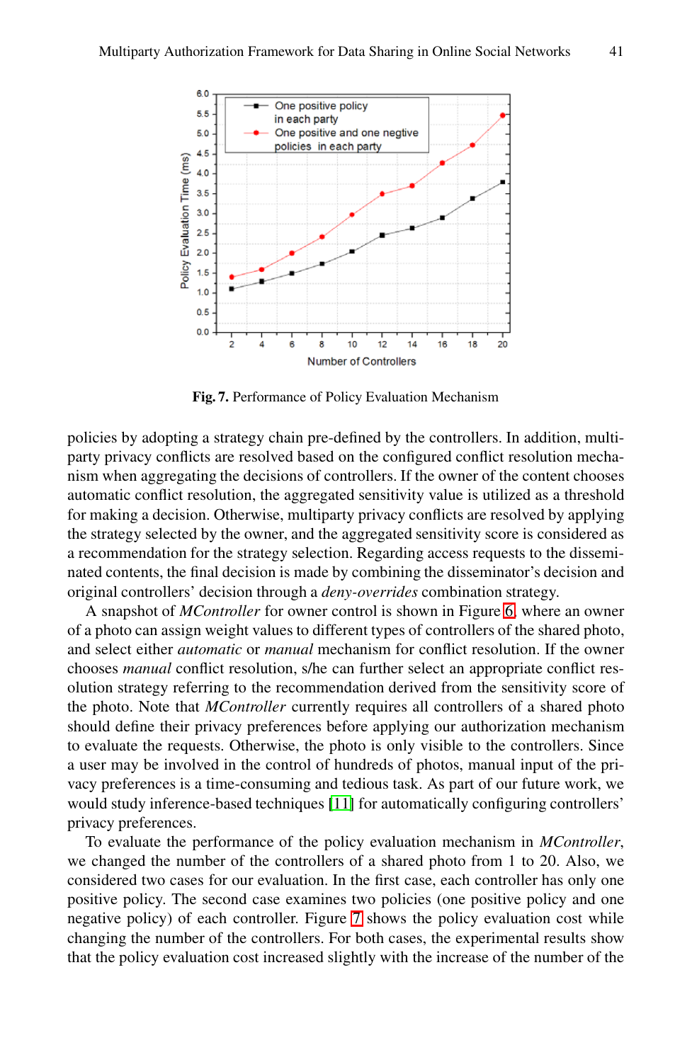Policy Evaluation Time (ms)

6.0
5.5
5.0
4.5
4.0
3.5
3.0
2.5
2.0
1.5
1.0
0.5
0.0

2 4 6 8 10 12 14 16 18 20

Number of Controllers

One positive policy in each party

One positive and one negtive policies in each party

**Fig. 7.** Performance of Policy Evaluation Mechanism

policies by adopting a strategy chain pre-defined by the controllers. In addition, multiparty privacy conflicts are resolved based on the configured conflict resolution mechanism when aggregating the decisions of controllers. If the owner of the content chooses automatic conflict resolution, the aggregated sensitivity value is utilized as a threshold for making a decision. Otherwise, multiparty privacy conflicts are resolved by applying the strategy selected by the owner, and the aggregated sensitivity score is considered as a recommendation for the strategy selection. Regarding access requests to the disseminated contents, the final decision is made by combining the disseminator's decision and original controllers' decision through a *deny-overrides* combination strategy.

A snapshot of *MController* for owner control is shown in Figure 6, where an owner of a photo can assign weight values to different types of controllers of the shared photo, and select either *automatic* or *manual* mechanism for conflict resolution. If the owner chooses *manual* conflict resolution, s/he can further select an appropriate conflict resolution strategy referring to the recommendation derived from the sensitivity score of the photo. Note that *MController* currently requires all controllers of a shared photo should define their privacy preferences before applying our authorization mechanism to evaluate the requests. Otherwise, the photo is only visible to the controllers. Since a user may be involved in the control of hundreds of photos, manual input of the privacy preferences is a time-consuming and tedious task. As part of our future work, we would study inference-based techniques [11] for automatically configuring controllers' privacy preferences.

To evaluate the performance of the policy evaluation mechanism in *MController*, we changed the number of the controllers of a shared photo from 1 to 20. Also, we considered two cases for our evaluation. In the first case, each controller has only one positive policy. The second case examines two policies (one positive policy and one negative policy) of each controller. Figure 7 shows the policy evaluation cost while changing the number of the controllers. For both cases, the experimental results show that the policy evaluation cost increased slightly with the increase of the number of the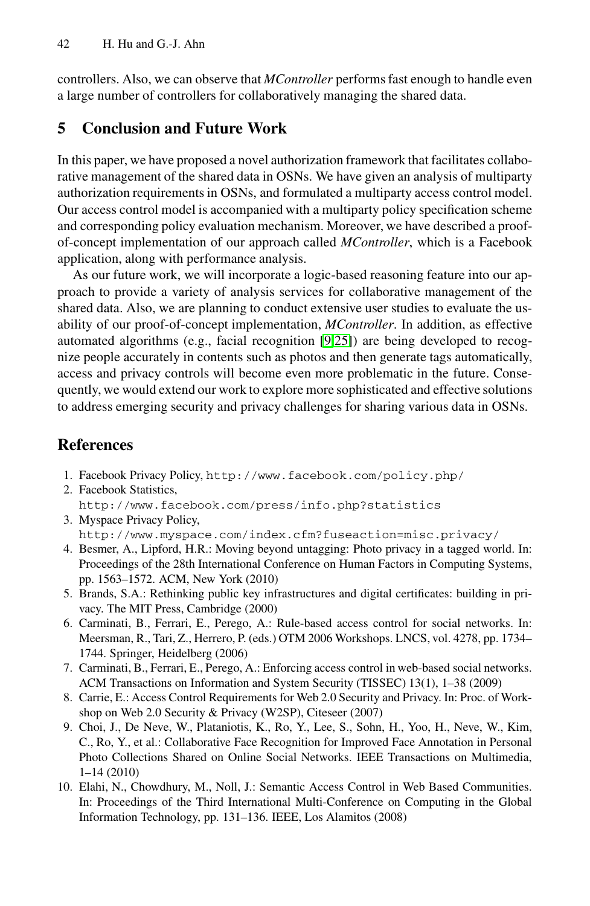controllers. Also, we can observe that *MController* performs fast enough to handle even a large number of controllers for collaboratively managing the shared data.

## 5 Conclusion and Future Work

In this paper, we have proposed a novel authorization framework that facilitates collaborative management of the shared data in OSNs. We have given an analysis of multiparty authorization requirements in OSNs, and formulated a multiparty access control model. Our access control model is accompanied with a multiparty policy specification scheme and corresponding policy evaluation mechanism. Moreover, we have described a proof-of-concept implementation of our approach called *MController*, which is a Facebook application, along with performance analysis.

As our future work, we will incorporate a logic-based reasoning feature into our approach to provide a variety of analysis services for collaborative management of the shared data. Also, we are planning to conduct extensive user studies to evaluate the usability of our proof-of-concept implementation, *MController*. In addition, as effective automated algorithms (e.g., facial recognition [9,25]) are being developed to recognize people accurately in contents such as photos and then generate tags automatically, access and privacy controls will become even more problematic in the future. Consequently, we would extend our work to explore more sophisticated and effective solutions to address emerging security and privacy challenges for sharing various data in OSNs.

## References

1. Facebook Privacy Policy, http://www.facebook.com/policy.php/
2. Facebook Statistics, http://www.facebook.com/press/info.php?statistics
3. Myspace Privacy Policy, http://www.myspace.com/index.cfm?fuseaction=misc.privacy/
4. Besmer, A., Lipford, H.R.: Moving beyond untagging: Photo privacy in a tagged world. In: Proceedings of the 28th International Conference on Human Factors in Computing Systems, pp. 1563–1572. ACM, New York (2010)
5. Brands, S.A.: Rethinking public key infrastructures and digital certificates: building in privacy. The MIT Press, Cambridge (2000)
6. Carminati, B., Ferrari, E., Perego, A.: Rule-based access control for social networks. In: Meersman, R., Tari, Z., Herrero, P. (eds.) OTM 2006 Workshops. LNCS, vol. 4278, pp. 1734–1744. Springer, Heidelberg (2006)
7. Carminati, B., Ferrari, E., Perego, A.: Enforcing access control in web-based social networks. ACM Transactions on Information and System Security (TISSEC) 13(1), 1–38 (2009)
8. Carrie, E.: Access Control Requirements for Web 2.0 Security and Privacy. In: Proc. of Workshop on Web 2.0 Security & Privacy (W2SP), Citeseer (2007)
9. Choi, J., De Neve, W., Plataniotis, K., Ro, Y., Lee, S., Sohn, H., Yoo, H., Neve, W., Kim, C., Ro, Y., et al.: Collaborative Face Recognition for Improved Face Annotation in Personal Photo Collections Shared on Online Social Networks. IEEE Transactions on Multimedia, 1–14 (2010)
10. Elahi, N., Chowdhury, M., Noll, J.: Semantic Access Control in Web Based Communities. In: Proceedings of the Third International Multi-Conference on Computing in the Global Information Technology, pp. 131–136. IEEE, Los Alamitos (2008)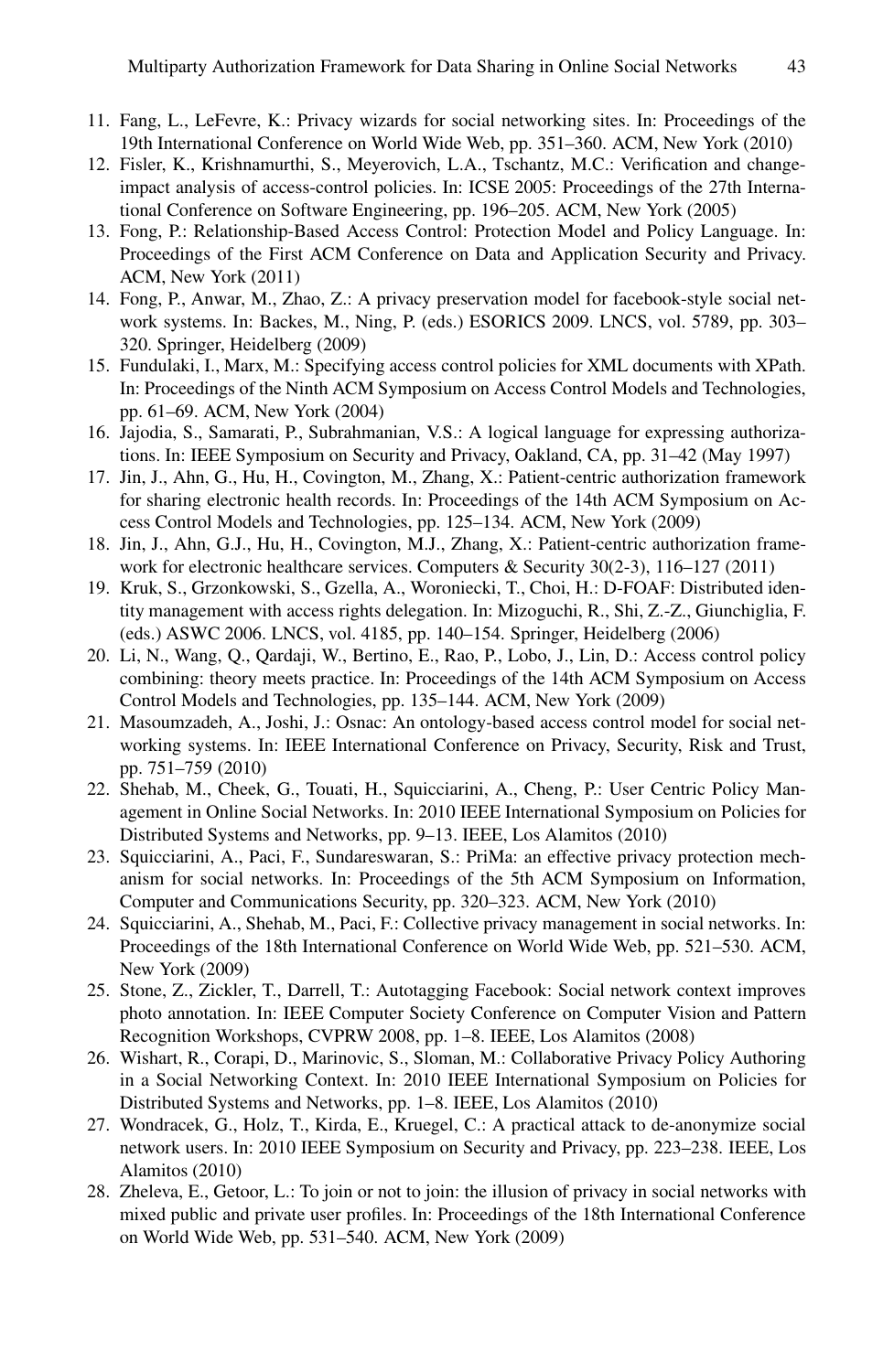11. Fang, L., LeFevre, K.: Privacy wizards for social networking sites. In: Proceedings of the 19th International Conference on World Wide Web, pp. 351–360. ACM, New York (2010)
12. Fisler, K., Krishnamurthi, S., Meyerovich, L.A., Tschantz, M.C.: Verification and change-impact analysis of access-control policies. In: ICSE 2005: Proceedings of the 27th International Conference on Software Engineering, pp. 196–205. ACM, New York (2005)
13. Fong, P.: Relationship-Based Access Control: Protection Model and Policy Language. In: Proceedings of the First ACM Conference on Data and Application Security and Privacy. ACM, New York (2011)
14. Fong, P., Anwar, M., Zhao, Z.: A privacy preservation model for facebook-style social network systems. In: Backes, M., Ning, P. (eds.) ESORICS 2009. LNCS, vol. 5789, pp. 303–320. Springer, Heidelberg (2009)
15. Fundulaki, I., Marx, M.: Specifying access control policies for XML documents with XPath. In: Proceedings of the Ninth ACM Symposium on Access Control Models and Technologies, pp. 61–69. ACM, New York (2004)
16. Jajodia, S., Samarati, P., Subrahmanian, V.S.: A logical language for expressing authorizations. In: IEEE Symposium on Security and Privacy, Oakland, CA, pp. 31–42 (May 1997)
17. Jin, J., Ahn, G., Hu, H., Covington, M., Zhang, X.: Patient-centric authorization framework for sharing electronic health records. In: Proceedings of the 14th ACM Symposium on Access Control Models and Technologies, pp. 125–134. ACM, New York (2009)
18. Jin, J., Ahn, G.J., Hu, H., Covington, M.J., Zhang, X.: Patient-centric authorization framework for electronic healthcare services. Computers & Security 30(2-3), 116–127 (2011)
19. Kruk, S., Grzonkowski, S., Gzella, A., Woroniecki, T., Choi, H.: D-FOAF: Distributed identity management with access rights delegation. In: Mizoguchi, R., Shi, Z.-Z., Giunchiglia, F. (eds.) ASWC 2006. LNCS, vol. 4185, pp. 140–154. Springer, Heidelberg (2006)
20. Li, N., Wang, Q., Qardaji, W., Bertino, E., Rao, P., Lobo, J., Lin, D.: Access control policy combining: theory meets practice. In: Proceedings of the 14th ACM Symposium on Access Control Models and Technologies, pp. 135–144. ACM, New York (2009)
21. Masoumzadeh, A., Joshi, J.: Osnac: An ontology-based access control model for social networking systems. In: IEEE International Conference on Privacy, Security, Risk and Trust, pp. 751–759 (2010)
22. Shehab, M., Cheek, G., Touati, H., Squicciarini, A., Cheng, P.: User Centric Policy Management in Online Social Networks. In: 2010 IEEE International Symposium on Policies for Distributed Systems and Networks, pp. 9–13. IEEE, Los Alamitos (2010)
23. Squicciarini, A., Paci, F., Sundareswaran, S.: PriMa: an effective privacy protection mechanism for social networks. In: Proceedings of the 5th ACM Symposium on Information, Computer and Communications Security, pp. 320–323. ACM, New York (2010)
24. Squicciarini, A., Shehab, M., Paci, F.: Collective privacy management in social networks. In: Proceedings of the 18th International Conference on World Wide Web, pp. 521–530. ACM, New York (2009)
25. Stone, Z., Zickler, T., Darrell, T.: Autotagging Facebook: Social network context improves photo annotation. In: IEEE Computer Society Conference on Computer Vision and Pattern Recognition Workshops, CVPRW 2008, pp. 1–8. IEEE, Los Alamitos (2008)
26. Wishart, R., Corapi, D., Marinovic, S., Sloman, M.: Collaborative Privacy Policy Authoring in a Social Networking Context. In: 2010 IEEE International Symposium on Policies for Distributed Systems and Networks, pp. 1–8. IEEE, Los Alamitos (2010)
27. Wondracek, G., Holz, T., Kirda, E., Kruegel, C.: A practical attack to de-anonymize social network users. In: 2010 IEEE Symposium on Security and Privacy, pp. 223–238. IEEE, Los Alamitos (2010)
28. Zheleva, E., Getoor, L.: To join or not to join: the illusion of privacy in social networks with mixed public and private user profiles. In: Proceedings of the 18th International Conference on World Wide Web, pp. 531–540. ACM, New York (2009)